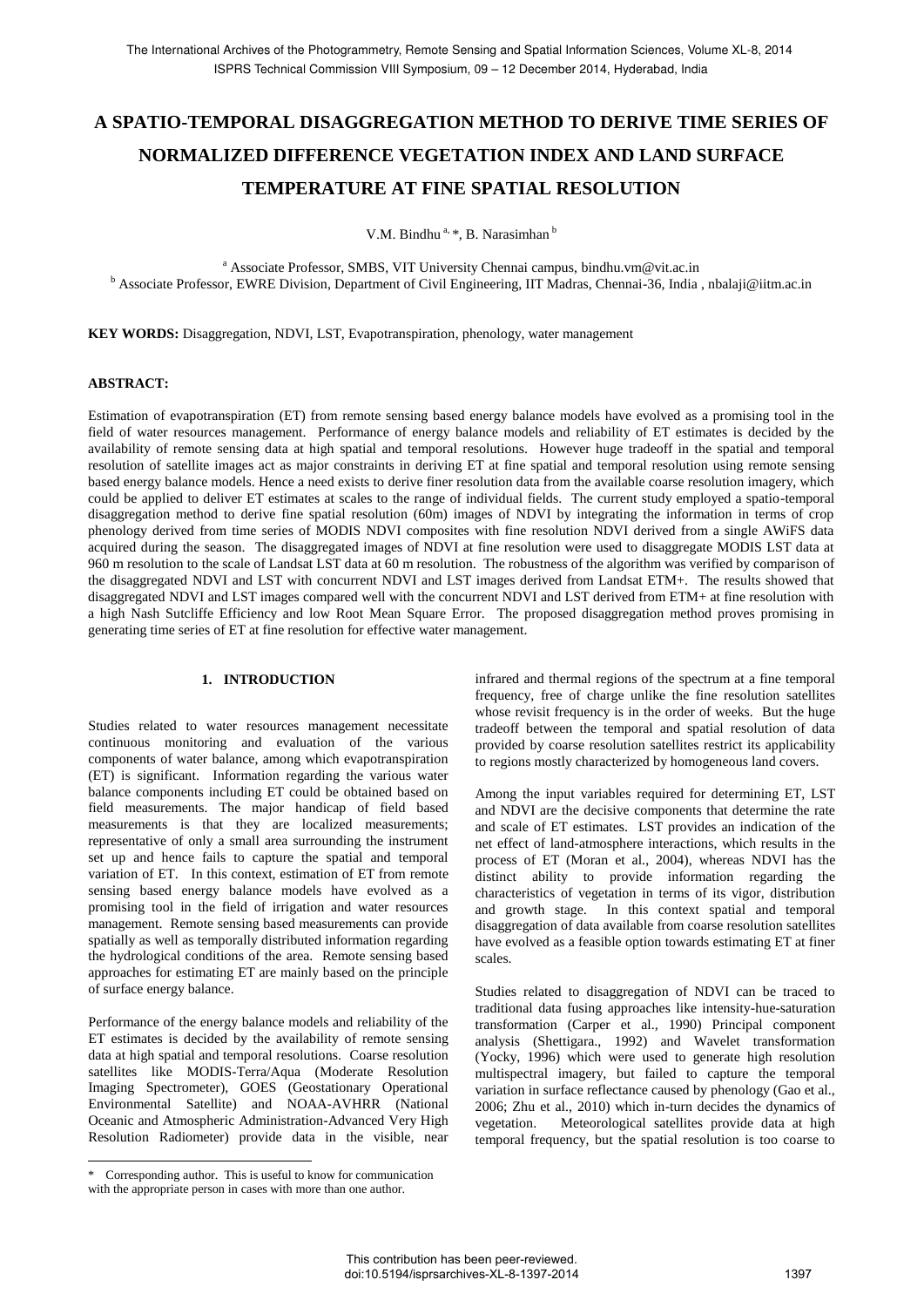# A SPATIO-TEMPORAL DISAGGREGATION METHOD TO DERIVE TIME SERIES OF NORMALIZED DIFFERENCE VEGETATION INDEX AND LAND SURFACE TEMPERATURE AT FINE SPATIAL RESOLUTION

V.M. Bindhu [a, *], B. Narasimhan [b]

[a] Associate Professor, SMBS, VIT University Chennai campus, bindhu.vm@vit.ac.in
[b] Associate Professor, EWRE Division, Department of Civil Engineering, IIT Madras, Chennai-36, India , nbalaji@iitm.ac.in

**KEY WORDS:** Disaggregation, NDVI, LST, Evapotranspiration, phenology, water management

**ABSTRACT:**

Estimation of evapotranspiration (ET) from remote sensing based energy balance models have evolved as a promising tool in the field of water resources management. Performance of energy balance models and reliability of ET estimates is decided by the availability of remote sensing data at high spatial and temporal resolutions. However huge tradeoff in the spatial and temporal resolution of satellite images act as major constraints in deriving ET at fine spatial and temporal resolution using remote sensing based energy balance models. Hence a need exists to derive finer resolution data from the available coarse resolution imagery, which could be applied to deliver ET estimates at scales to the range of individual fields. The current study employed a spatio-temporal disaggregation method to derive fine spatial resolution (60m) images of NDVI by integrating the information in terms of crop phenology derived from time series of MODIS NDVI composites with fine resolution NDVI derived from a single AWiFS data acquired during the season. The disaggregated images of NDVI at fine resolution were used to disaggregate MODIS LST data at 960 m resolution to the scale of Landsat LST data at 60 m resolution. The robustness of the algorithm was verified by comparison of the disaggregated NDVI and LST with concurrent NDVI and LST images derived from Landsat ETM+. The results showed that disaggregated NDVI and LST images compared well with the concurrent NDVI and LST derived from ETM+ at fine resolution with a high Nash Sutcliffe Efficiency and low Root Mean Square Error. The proposed disaggregation method proves promising in generating time series of ET at fine resolution for effective water management.

## 1. INTRODUCTION

Studies related to water resources management necessitate continuous monitoring and evaluation of the various components of water balance, among which evapotranspiration (ET) is significant. Information regarding the various water balance components including ET could be obtained based on field measurements. The major handicap of field based measurements is that they are localized measurements; representative of only a small area surrounding the instrument set up and hence fails to capture the spatial and temporal variation of ET. In this context, estimation of ET from remote sensing based energy balance models have evolved as a promising tool in the field of irrigation and water resources management. Remote sensing based measurements can provide spatially as well as temporally distributed information regarding the hydrological conditions of the area. Remote sensing based approaches for estimating ET are mainly based on the principle of surface energy balance.

Performance of the energy balance models and reliability of the ET estimates is decided by the availability of remote sensing data at high spatial and temporal resolutions. Coarse resolution satellites like MODIS-Terra/Aqua (Moderate Resolution Imaging Spectrometer), GOES (Geostationary Operational Environmental Satellite) and NOAA-AVHRR (National Oceanic and Atmospheric Administration-Advanced Very High Resolution Radiometer) provide data in the visible, near infrared and thermal regions of the spectrum at a fine temporal frequency, free of charge unlike the fine resolution satellites whose revisit frequency is in the order of weeks. But the huge tradeoff between the temporal and spatial resolution of data provided by coarse resolution satellites restrict its applicability to regions mostly characterized by homogeneous land covers.

Among the input variables required for determining ET, LST and NDVI are the decisive components that determine the rate and scale of ET estimates. LST provides an indication of the net effect of land-atmosphere interactions, which results in the process of ET (Moran et al., 2004), whereas NDVI has the distinct ability to provide information regarding the characteristics of vegetation in terms of its vigor, distribution and growth stage. In this context spatial and temporal disaggregation of data available from coarse resolution satellites have evolved as a feasible option towards estimating ET at finer scales.

Studies related to disaggregation of NDVI can be traced to traditional data fusing approaches like intensity-hue-saturation transformation (Carper et al., 1990) Principal component analysis (Shettigara., 1992) and Wavelet transformation (Yocky, 1996) which were used to generate high resolution multispectral imagery, but failed to capture the temporal variation in surface reflectance caused by phenology (Gao et al., 2006; Zhu et al., 2010) which in-turn decides the dynamics of vegetation. Meteorological satellites provide data at high temporal frequency, but the spatial resolution is too coarse to

* Corresponding author. This is useful to know for communication with the appropriate person in cases with more than one author.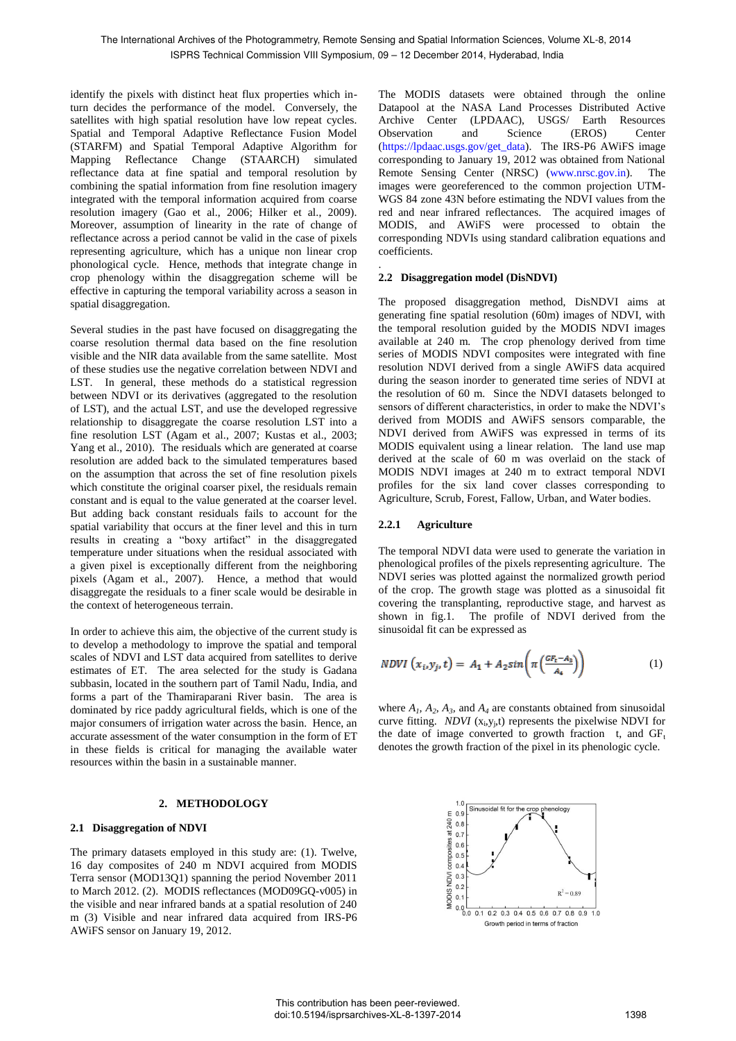identify the pixels with distinct heat flux properties which in-turn decides the performance of the model. Conversely, the satellites with high spatial resolution have low repeat cycles. Spatial and Temporal Adaptive Reflectance Fusion Model (STARFM) and Spatial Temporal Adaptive Algorithm for Mapping Reflectance Change (STAARCH) simulated reflectance data at fine spatial and temporal resolution by combining the spatial information from fine resolution imagery integrated with the temporal information acquired from coarse resolution imagery (Gao et al., 2006; Hilker et al., 2009). Moreover, assumption of linearity in the rate of change of reflectance across a period cannot be valid in the case of pixels representing agriculture, which has a unique non linear crop phonological cycle. Hence, methods that integrate change in crop phenology within the disaggregation scheme will be effective in capturing the temporal variability across a season in spatial disaggregation.

Several studies in the past have focused on disaggregating the coarse resolution thermal data based on the fine resolution visible and the NIR data available from the same satellite. Most of these studies use the negative correlation between NDVI and LST. In general, these methods do a statistical regression between NDVI or its derivatives (aggregated to the resolution of LST), and the actual LST, and use the developed regressive relationship to disaggregate the coarse resolution LST into a fine resolution LST (Agam et al., 2007; Kustas et al., 2003; Yang et al., 2010). The residuals which are generated at coarse resolution are added back to the simulated temperatures based on the assumption that across the set of fine resolution pixels which constitute the original coarser pixel, the residuals remain constant and is equal to the value generated at the coarser level. But adding back constant residuals fails to account for the spatial variability that occurs at the finer level and this in turn results in creating a "boxy artifact" in the disaggregated temperature under situations when the residual associated with a given pixel is exceptionally different from the neighboring pixels (Agam et al., 2007). Hence, a method that would disaggregate the residuals to a finer scale would be desirable in the context of heterogeneous terrain.

In order to achieve this aim, the objective of the current study is to develop a methodology to improve the spatial and temporal scales of NDVI and LST data acquired from satellites to derive estimates of ET. The area selected for the study is Gadana subbasin, located in the southern part of Tamil Nadu, India, and forms a part of the Thamiraparani River basin. The area is dominated by rice paddy agricultural fields, which is one of the major consumers of irrigation water across the basin. Hence, an accurate assessment of the water consumption in the form of ET in these fields is critical for managing the available water resources within the basin in a sustainable manner.

## 2. METHODOLOGY

### 2.1 Disaggregation of NDVI

The primary datasets employed in this study are: (1). Twelve, 16 day composites of 240 m NDVI acquired from MODIS Terra sensor (MOD13Q1) spanning the period November 2011 to March 2012. (2). MODIS reflectances (MOD09GQ-v005) in the visible and near infrared bands at a spatial resolution of 240 m (3) Visible and near infrared data acquired from IRS-P6 AWiFS sensor on January 19, 2012.

The MODIS datasets were obtained through the online Datapool at the NASA Land Processes Distributed Active Archive Center (LPDAAC), USGS/ Earth Resources Observation and Science (EROS) Center (https://lpdaac.usgs.gov/get_data). The IRS-P6 AWiFS image corresponding to January 19, 2012 was obtained from National Remote Sensing Center (NRSC) (www.nrsc.gov.in). The images were georeferenced to the common projection UTM-WGS 84 zone 43N before estimating the NDVI values from the red and near infrared reflectances. The acquired images of MODIS, and AWiFS were processed to obtain the corresponding NDVIs using standard calibration equations and coefficients.

### 2.2 Disaggregation model (DisNDVI)

The proposed disaggregation method, DisNDVI aims at generating fine spatial resolution (60m) images of NDVI, with the temporal resolution guided by the MODIS NDVI images available at 240 m. The crop phenology derived from time series of MODIS NDVI composites were integrated with fine resolution NDVI derived from a single AWiFS data acquired during the season inorder to generated time series of NDVI at the resolution of 60 m. Since the NDVI datasets belonged to sensors of different characteristics, in order to make the NDVI's derived from MODIS and AWiFS sensors comparable, the NDVI derived from AWiFS was expressed in terms of its MODIS equivalent using a linear relation. The land use map derived at the scale of 60 m was overlaid on the stack of MODIS NDVI images at 240 m to extract temporal NDVI profiles for the six land cover classes corresponding to Agriculture, Scrub, Forest, Fallow, Urban, and Water bodies.

#### 2.2.1 Agriculture

The temporal NDVI data were used to generate the variation in phenological profiles of the pixels representing agriculture. The NDVI series was plotted against the normalized growth period of the crop. The growth stage was plotted as a sinusoidal fit covering the transplanting, reproductive stage, and harvest as shown in fig.1. The profile of NDVI derived from the sinusoidal fit can be expressed as

$$NDVI\,(x_i,y_j,t) = A_1 + A_2 sin\left(\pi\left(\frac{GF_t - A_3}{A_4}\right)\right) \tag{1}$$

where $A_1$, $A_2$, $A_3$, and $A_4$ are constants obtained from sinusoidal curve fitting. $NDVI\ (x_i,y_j,t)$ represents the pixelwise NDVI for the date of image converted to growth fraction t, and $GF_t$ denotes the growth fraction of the pixel in its phenologic cycle.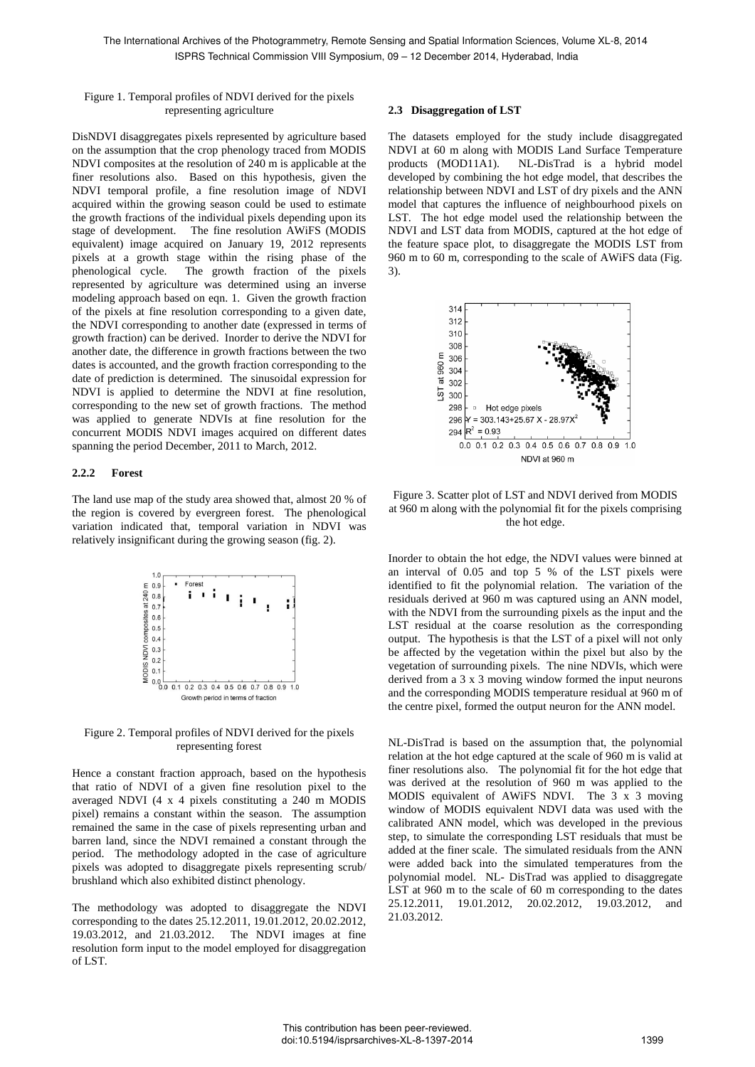Figure 1. Temporal profiles of NDVI derived for the pixels representing agriculture

DisNDVI disaggregates pixels represented by agriculture based on the assumption that the crop phenology traced from MODIS NDVI composites at the resolution of 240 m is applicable at the finer resolutions also. Based on this hypothesis, given the NDVI temporal profile, a fine resolution image of NDVI acquired within the growing season could be used to estimate the growth fractions of the individual pixels depending upon its stage of development. The fine resolution AWiFS (MODIS equivalent) image acquired on January 19, 2012 represents pixels at a growth stage within the rising phase of the phenological cycle. The growth fraction of the pixels represented by agriculture was determined using an inverse modeling approach based on eqn. 1. Given the growth fraction of the pixels at fine resolution corresponding to a given date, the NDVI corresponding to another date (expressed in terms of growth fraction) can be derived. Inorder to derive the NDVI for another date, the difference in growth fractions between the two dates is accounted, and the growth fraction corresponding to the date of prediction is determined. The sinusoidal expression for NDVI is applied to determine the NDVI at fine resolution, corresponding to the new set of growth fractions. The method was applied to generate NDVIs at fine resolution for the concurrent MODIS NDVI images acquired on different dates spanning the period December, 2011 to March, 2012.

#### 2.2.2 Forest

The land use map of the study area showed that, almost 20 % of the region is covered by evergreen forest. The phenological variation indicated that, temporal variation in NDVI was relatively insignificant during the growing season (fig. 2).

Figure 2. Temporal profiles of NDVI derived for the pixels representing forest

Hence a constant fraction approach, based on the hypothesis that ratio of NDVI of a given fine resolution pixel to the averaged NDVI (4 x 4 pixels constituting a 240 m MODIS pixel) remains a constant within the season. The assumption remained the same in the case of pixels representing urban and barren land, since the NDVI remained a constant through the period. The methodology adopted in the case of agriculture pixels was adopted to disaggregate pixels representing scrub/ brushland which also exhibited distinct phenology.

The methodology was adopted to disaggregate the NDVI corresponding to the dates 25.12.2011, 19.01.2012, 20.02.2012, 19.03.2012, and 21.03.2012. The NDVI images at fine resolution form input to the model employed for disaggregation of LST.

### 2.3 Disaggregation of LST

The datasets employed for the study include disaggregated NDVI at 60 m along with MODIS Land Surface Temperature products (MOD11A1). NL-DisTrad is a hybrid model developed by combining the hot edge model, that describes the relationship between NDVI and LST of dry pixels and the ANN model that captures the influence of neighbourhood pixels on LST. The hot edge model used the relationship between the NDVI and LST data from MODIS, captured at the hot edge of the feature space plot, to disaggregate the MODIS LST from 960 m to 60 m, corresponding to the scale of AWiFS data (Fig. 3).

Figure 3. Scatter plot of LST and NDVI derived from MODIS at 960 m along with the polynomial fit for the pixels comprising the hot edge.

Inorder to obtain the hot edge, the NDVI values were binned at an interval of 0.05 and top 5 % of the LST pixels were identified to fit the polynomial relation. The variation of the residuals derived at 960 m was captured using an ANN model, with the NDVI from the surrounding pixels as the input and the LST residual at the coarse resolution as the corresponding output. The hypothesis is that the LST of a pixel will not only be affected by the vegetation within the pixel but also by the vegetation of surrounding pixels. The nine NDVIs, which were derived from a 3 x 3 moving window formed the input neurons and the corresponding MODIS temperature residual at 960 m of the centre pixel, formed the output neuron for the ANN model.

NL-DisTrad is based on the assumption that, the polynomial relation at the hot edge captured at the scale of 960 m is valid at finer resolutions also. The polynomial fit for the hot edge that was derived at the resolution of 960 m was applied to the MODIS equivalent of AWiFS NDVI. The 3 x 3 moving window of MODIS equivalent NDVI data was used with the calibrated ANN model, which was developed in the previous step, to simulate the corresponding LST residuals that must be added at the finer scale. The simulated residuals from the ANN were added back into the simulated temperatures from the polynomial model. NL- DisTrad was applied to disaggregate LST at 960 m to the scale of 60 m corresponding to the dates 25.12.2011, 19.01.2012, 20.02.2012, 19.03.2012, and 21.03.2012.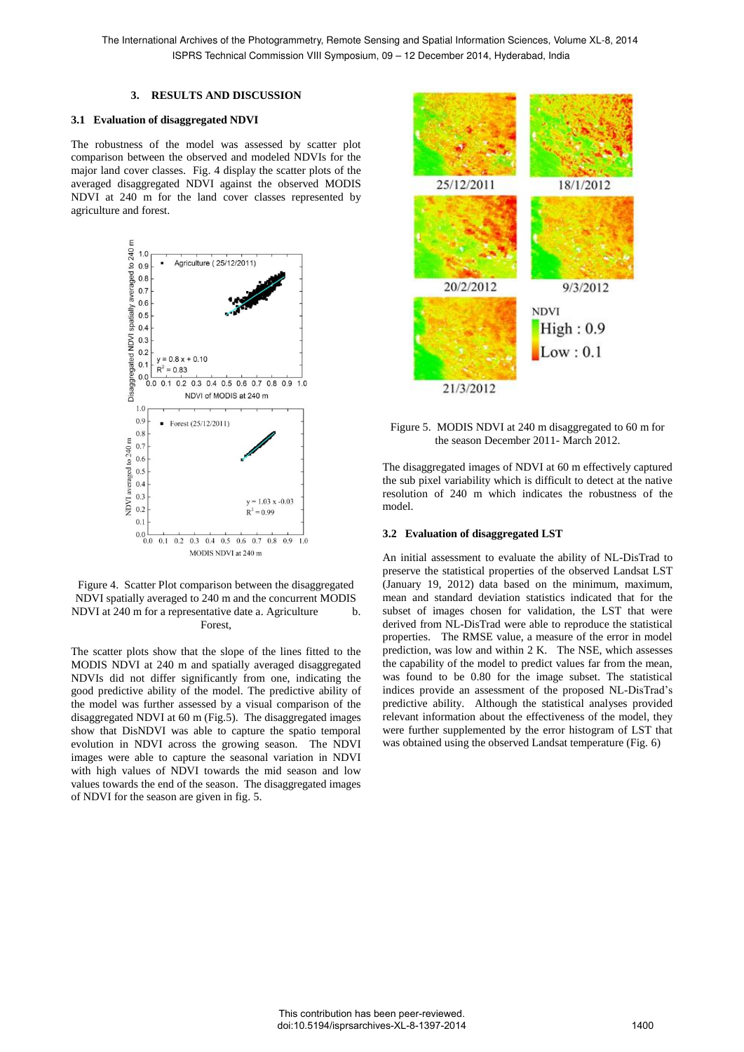## 3. RESULTS AND DISCUSSION

### 3.1 Evaluation of disaggregated NDVI

The robustness of the model was assessed by scatter plot comparison between the observed and modeled NDVIs for the major land cover classes. Fig. 4 display the scatter plots of the averaged disaggregated NDVI against the observed MODIS NDVI at 240 m for the land cover classes represented by agriculture and forest.

Figure 4. Scatter Plot comparison between the disaggregated NDVI spatially averaged to 240 m and the concurrent MODIS NDVI at 240 m for a representative date a. Agriculture b. Forest,

The scatter plots show that the slope of the lines fitted to the MODIS NDVI at 240 m and spatially averaged disaggregated NDVIs did not differ significantly from one, indicating the good predictive ability of the model. The predictive ability of the model was further assessed by a visual comparison of the disaggregated NDVI at 60 m (Fig.5). The disaggregated images show that DisNDVI was able to capture the spatio temporal evolution in NDVI across the growing season. The NDVI images were able to capture the seasonal variation in NDVI with high values of NDVI towards the mid season and low values towards the end of the season. The disaggregated images of NDVI for the season are given in fig. 5.

Figure 5. MODIS NDVI at 240 m disaggregated to 60 m for the season December 2011- March 2012.

The disaggregated images of NDVI at 60 m effectively captured the sub pixel variability which is difficult to detect at the native resolution of 240 m which indicates the robustness of the model.

### 3.2 Evaluation of disaggregated LST

An initial assessment to evaluate the ability of NL-DisTrad to preserve the statistical properties of the observed Landsat LST (January 19, 2012) data based on the minimum, maximum, mean and standard deviation statistics indicated that for the subset of images chosen for validation, the LST that were derived from NL-DisTrad were able to reproduce the statistical properties. The RMSE value, a measure of the error in model prediction, was low and within 2 K. The NSE, which assesses the capability of the model to predict values far from the mean, was found to be 0.80 for the image subset. The statistical indices provide an assessment of the proposed NL-DisTrad's predictive ability. Although the statistical analyses provided relevant information about the effectiveness of the model, they were further supplemented by the error histogram of LST that was obtained using the observed Landsat temperature (Fig. 6)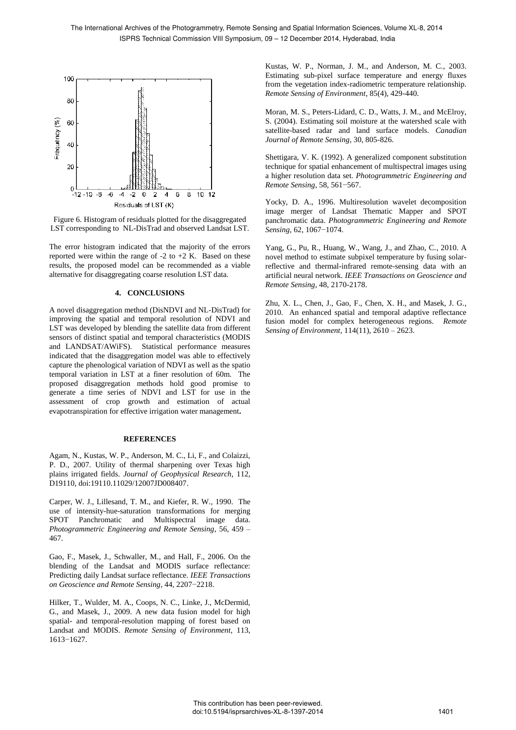100
80
60
40
20
0
Frequency (%)
-12 -10 -8 -6 -4 -2 0 2 4 6 8 10 12
Residuals of LST (K)

Figure 6. Histogram of residuals plotted for the disaggregated LST corresponding to NL-DisTrad and observed Landsat LST.

The error histogram indicated that the majority of the errors reported were within the range of -2 to +2 K. Based on these results, the proposed model can be recommended as a viable alternative for disaggregating coarse resolution LST data.

## 4. CONCLUSIONS

A novel disaggregation method (DisNDVI and NL-DisTrad) for improving the spatial and temporal resolution of NDVI and LST was developed by blending the satellite data from different sensors of distinct spatial and temporal characteristics (MODIS and LANDSAT/AWiFS). Statistical performance measures indicated that the disaggregation model was able to effectively capture the phenological variation of NDVI as well as the spatio temporal variation in LST at a finer resolution of 60m. The proposed disaggregation methods hold good promise to generate a time series of NDVI and LST for use in the assessment of crop growth and estimation of actual evapotranspiration for effective irrigation water management**.**

## REFERENCES

Agam, N., Kustas, W. P., Anderson, M. C., Li, F., and Colaizzi, P. D., 2007. Utility of thermal sharpening over Texas high plains irrigated fields. *Journal of Geophysical Research*, 112, D19110, doi:19110.11029/12007JD008407.

Carper, W. J., Lillesand, T. M., and Kiefer, R. W., 1990. The use of intensity-hue-saturation transformations for merging SPOT Panchromatic and Multispectral image data. *Photogrammetric Engineering and Remote Sensing*, 56, 459 – 467.

Gao, F., Masek, J., Schwaller, M., and Hall, F., 2006. On the blending of the Landsat and MODIS surface reflectance: Predicting daily Landsat surface reflectance. *IEEE Transactions on Geoscience and Remote Sensing*, 44, 2207−2218.

Hilker, T., Wulder, M. A., Coops, N. C., Linke, J., McDermid, G., and Masek, J., 2009. A new data fusion model for high spatial- and temporal-resolution mapping of forest based on Landsat and MODIS. *Remote Sensing of Environment*, 113, 1613−1627.

Kustas, W. P., Norman, J. M., and Anderson, M. C., 2003. Estimating sub-pixel surface temperature and energy fluxes from the vegetation index-radiometric temperature relationship. *Remote Sensing of Environment*, 85(4), 429-440.

Moran, M. S., Peters-Lidard, C. D., Watts, J. M., and McElroy, S. (2004). Estimating soil moisture at the watershed scale with satellite-based radar and land surface models. *Canadian Journal of Remote Sensing*, 30, 805-826.

Shettigara, V. K. (1992). A generalized component substitution technique for spatial enhancement of multispectral images using a higher resolution data set. *Photogrammetric Engineering and Remote Sensing*, 58, 561−567.

Yocky, D. A., 1996. Multiresolution wavelet decomposition image merger of Landsat Thematic Mapper and SPOT panchromatic data. *Photogrammetric Engineering and Remote Sensing*, 62, 1067−1074.

Yang, G., Pu, R., Huang, W., Wang, J., and Zhao, C., 2010. A novel method to estimate subpixel temperature by fusing solar-reflective and thermal-infrared remote-sensing data with an artificial neural network. *IEEE Transactions on Geoscience and Remote Sensing*, 48, 2170-2178.

Zhu, X. L., Chen, J., Gao, F., Chen, X. H., and Masek, J. G., 2010. An enhanced spatial and temporal adaptive reflectance fusion model for complex heterogeneous regions. *Remote Sensing of Environment*, 114(11), 2610 – 2623.